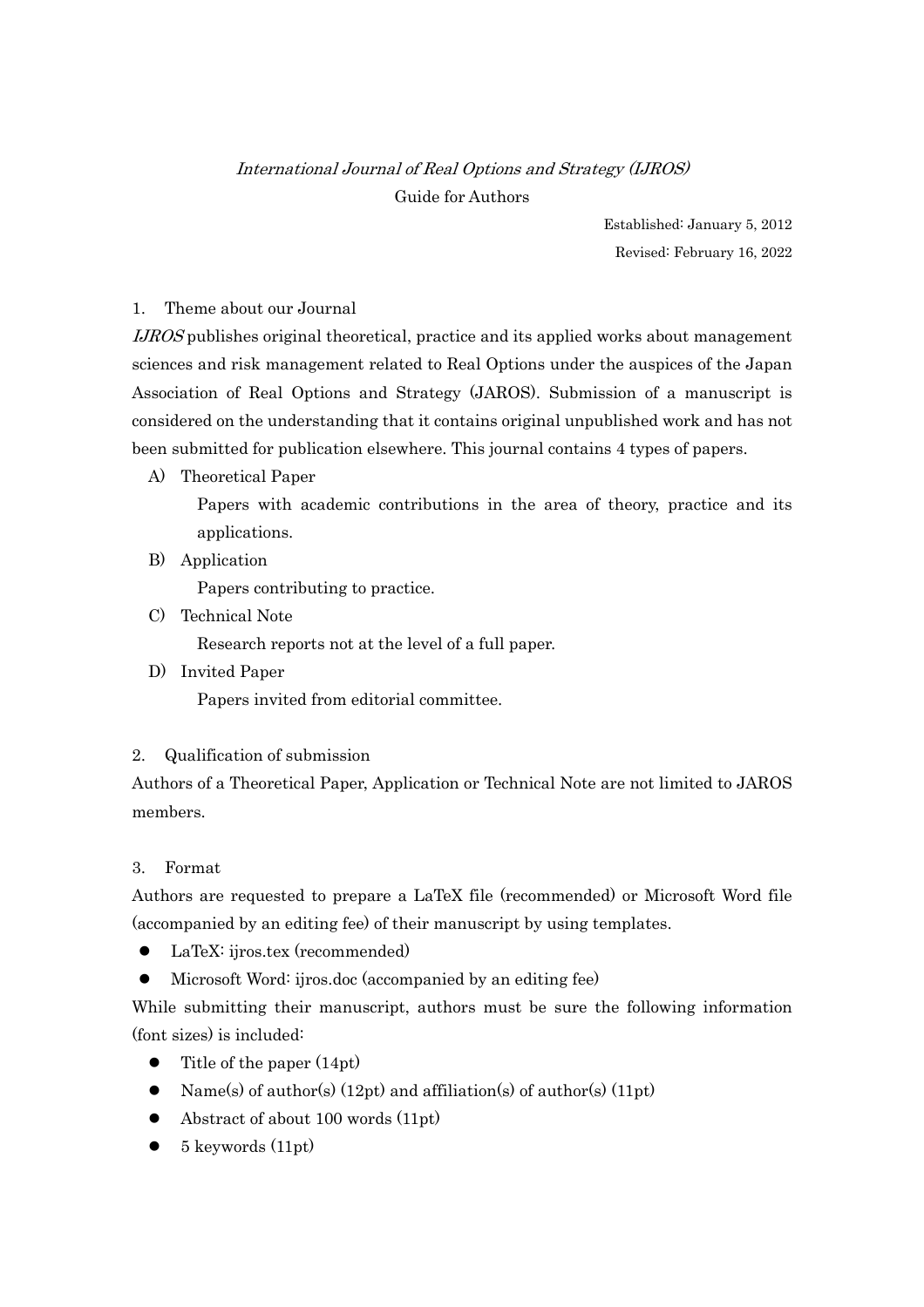*International Journal of Real Options and Strategy (IJROS)*

Guide for Authors

Established: January 5, 2012

Revised: February 16, 2022

## 1. Theme about our Journal

*IJROS* publishes original theoretical, practice and its applied works about management sciences and risk management related to Real Options under the auspices of the Japan Association of Real Options and Strategy (JAROS). Submission of a manuscript is considered on the understanding that it contains original unpublished work and has not been submitted for publication elsewhere. This journal contains 4 types of papers.

A) Theoretical Paper

Papers with academic contributions in the area of theory, practice and its applications.

B) Application

Papers contributing to practice.

C) Technical Note

Research reports not at the level of a full paper.

D) Invited Paper

Papers invited from editorial committee.

## 2. Qualification of submission

Authors of a Theoretical Paper, Application or Technical Note are not limited to JAROS members.

## 3. Format

Authors are requested to prepare a LaTeX file (recommended) or Microsoft Word file (accompanied by an editing fee) of their manuscript by using templates.

- LaTeX: ijros.tex (recommended)
- Microsoft Word: ijros.doc (accompanied by an editing fee)

While submitting their manuscript, authors must be sure the following information (font sizes) is included:

- Title of the paper (14pt)
- Name(s) of author(s) (12pt) and affiliation(s) of author(s) (11pt)
- Abstract of about 100 words (11pt)
- 5 keywords (11pt)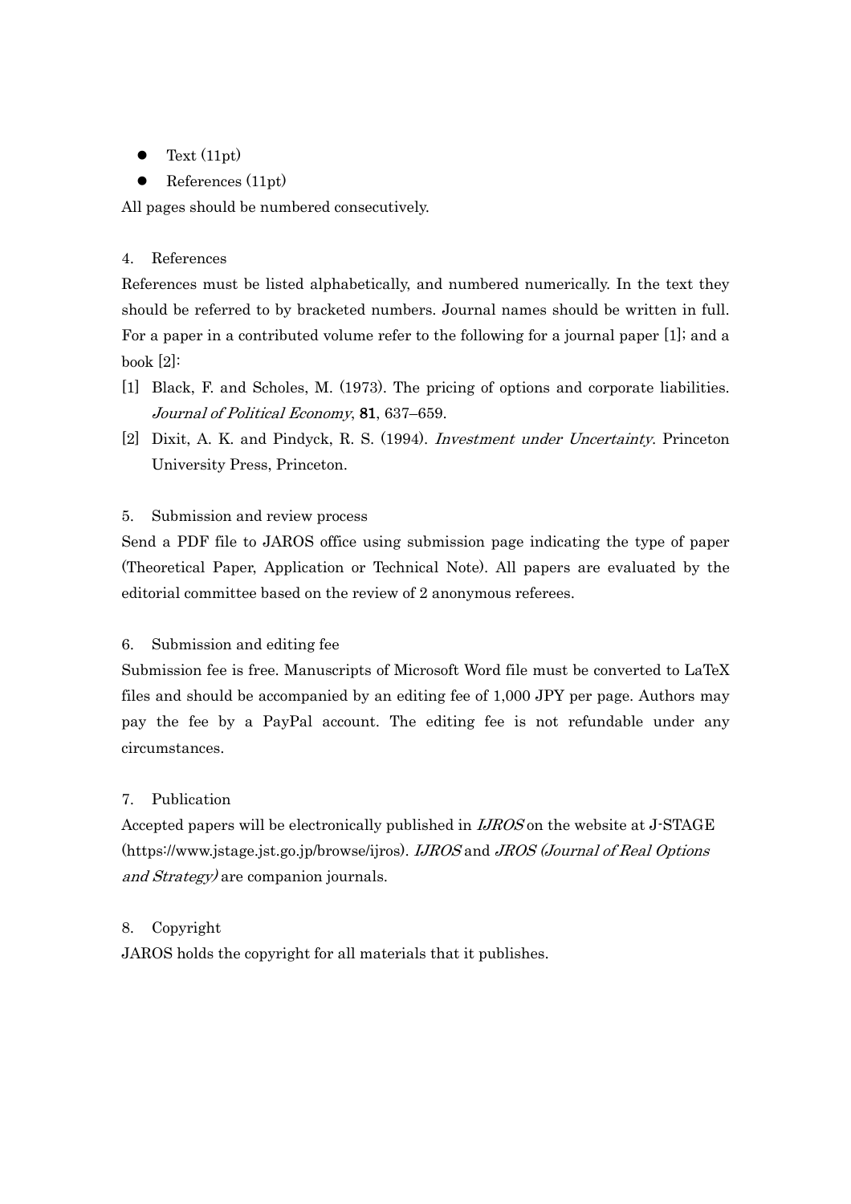- Text (11pt)
- References (11pt)

All pages should be numbered consecutively.

4. References

References must be listed alphabetically, and numbered numerically. In the text they should be referred to by bracketed numbers. Journal names should be written in full. For a paper in a contributed volume refer to the following for a journal paper [1]; and a book [2]:

[1] Black, F. and Scholes, M. (1973). The pricing of options and corporate liabilities. *Journal of Political Economy*, **81**, 637–659.

[2] Dixit, A. K. and Pindyck, R. S. (1994). *Investment under Uncertainty*. Princeton University Press, Princeton.

5. Submission and review process

Send a PDF file to JAROS office using submission page indicating the type of paper (Theoretical Paper, Application or Technical Note). All papers are evaluated by the editorial committee based on the review of 2 anonymous referees.

6. Submission and editing fee

Submission fee is free. Manuscripts of Microsoft Word file must be converted to LaTeX files and should be accompanied by an editing fee of 1,000 JPY per page. Authors may pay the fee by a PayPal account. The editing fee is not refundable under any circumstances.

7. Publication

Accepted papers will be electronically published in *IJROS* on the website at J-STAGE (https://www.jstage.jst.go.jp/browse/ijros). *IJROS* and *JROS (Journal of Real Options and Strategy)* are companion journals.

8. Copyright

JAROS holds the copyright for all materials that it publishes.